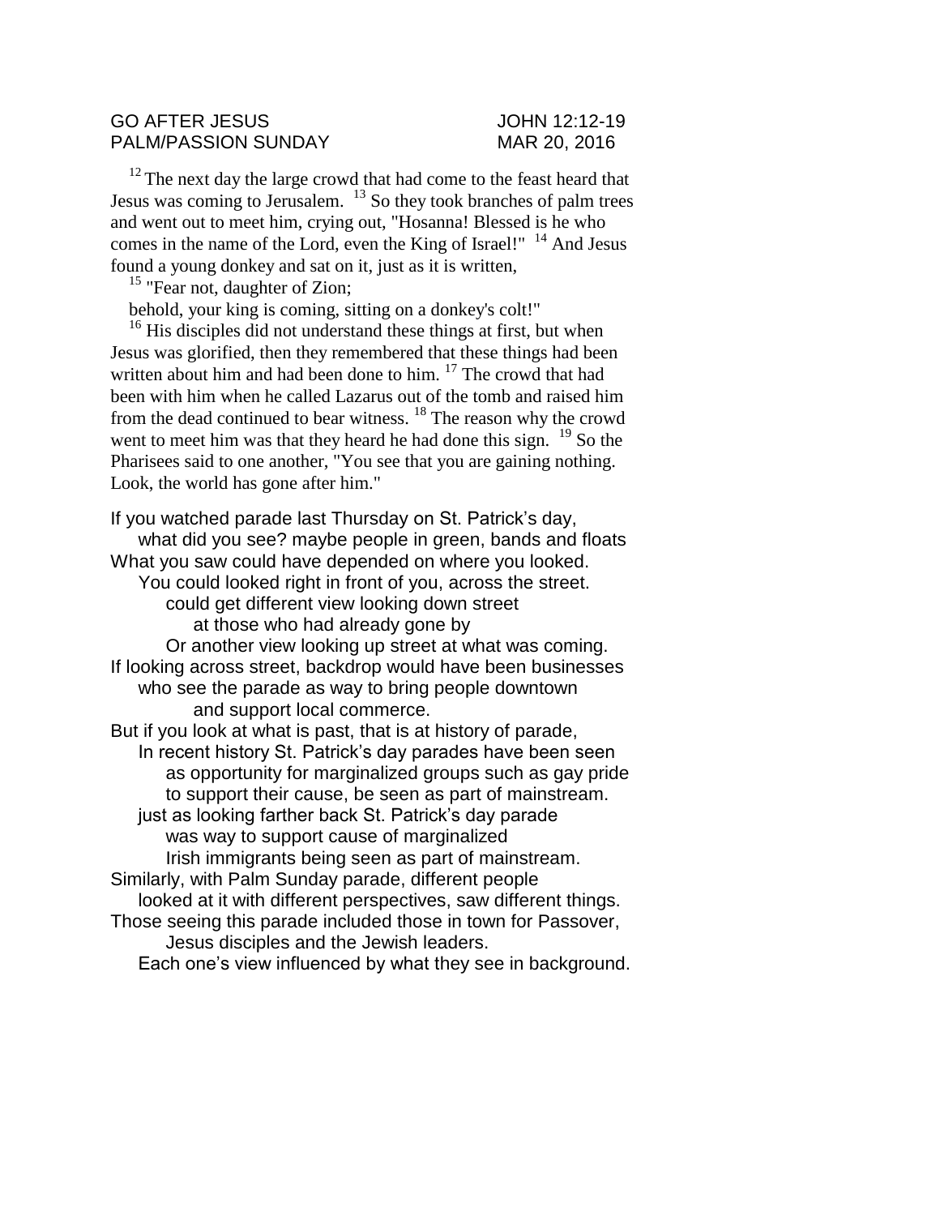GO AFTER JESUS JOHN 12:12-19
PALM/PASSION SUNDAY MAR 20, 2016

[12] The next day the large crowd that had come to the feast heard that Jesus was coming to Jerusalem. [13] So they took branches of palm trees and went out to meet him, crying out, "Hosanna! Blessed is he who comes in the name of the Lord, even the King of Israel!" [14] And Jesus found a young donkey and sat on it, just as it is written,

[15] "Fear not, daughter of Zion;
behold, your king is coming, sitting on a donkey's colt!"

[16] His disciples did not understand these things at first, but when Jesus was glorified, then they remembered that these things had been written about him and had been done to him. [17] The crowd that had been with him when he called Lazarus out of the tomb and raised him from the dead continued to bear witness. [18] The reason why the crowd went to meet him was that they heard he had done this sign. [19] So the Pharisees said to one another, "You see that you are gaining nothing. Look, the world has gone after him."

If you watched parade last Thursday on St. Patrick's day,
what did you see? maybe people in green, bands and floats
What you saw could have depended on where you looked.
You could looked right in front of you, across the street.
could get different view looking down street
at those who had already gone by
Or another view looking up street at what was coming.
If looking across street, backdrop would have been businesses
who see the parade as way to bring people downtown
and support local commerce.
But if you look at what is past, that is at history of parade,
In recent history St. Patrick's day parades have been seen
as opportunity for marginalized groups such as gay pride
to support their cause, be seen as part of mainstream.
just as looking farther back St. Patrick's day parade
was way to support cause of marginalized
Irish immigrants being seen as part of mainstream.
Similarly, with Palm Sunday parade, different people
looked at it with different perspectives, saw different things.
Those seeing this parade included those in town for Passover,
Jesus disciples and the Jewish leaders.
Each one's view influenced by what they see in background.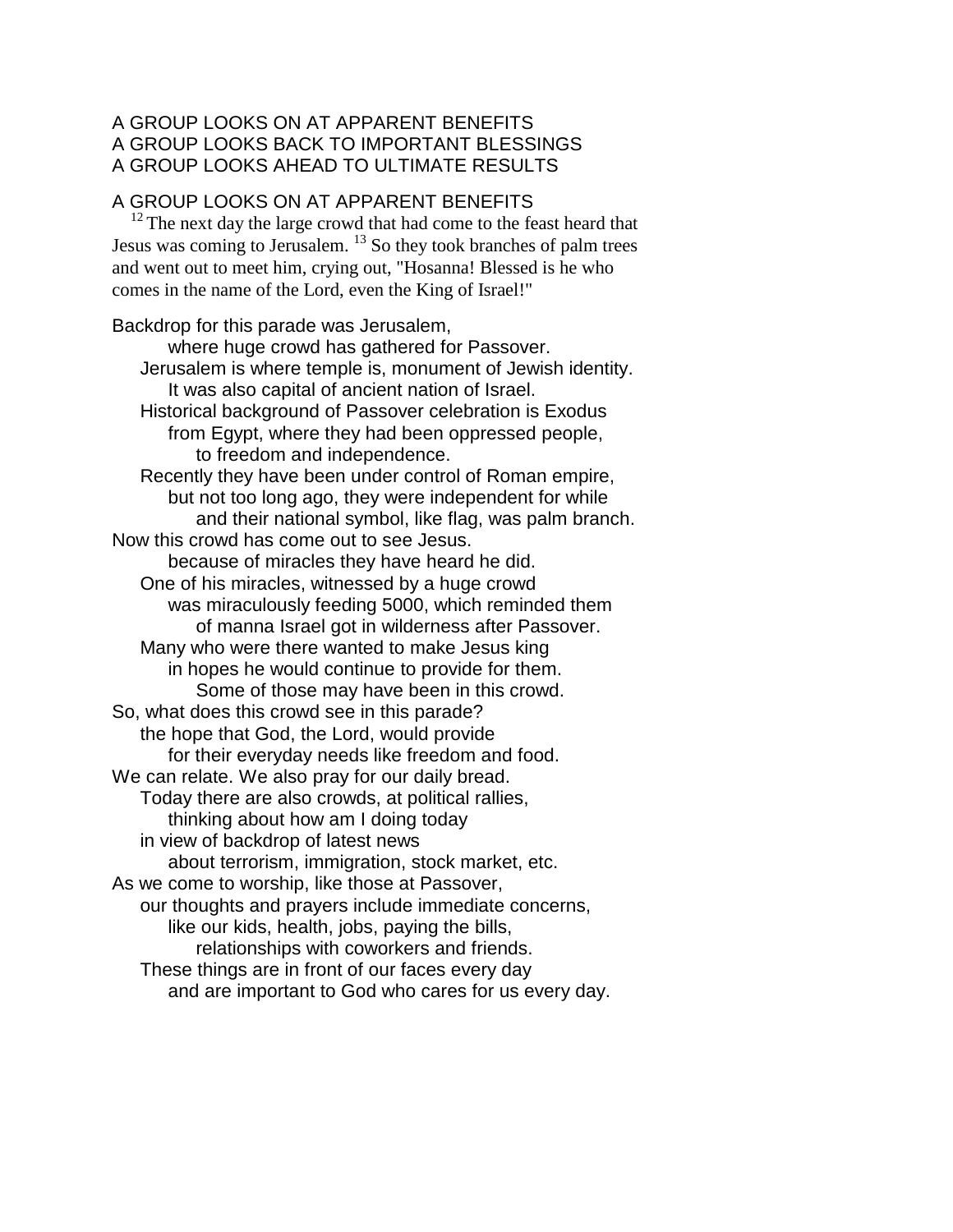A GROUP LOOKS ON AT APPARENT BENEFITS
A GROUP LOOKS BACK TO IMPORTANT BLESSINGS
A GROUP LOOKS AHEAD TO ULTIMATE RESULTS

A GROUP LOOKS ON AT APPARENT BENEFITS

[12] The next day the large crowd that had come to the feast heard that Jesus was coming to Jerusalem. [13] So they took branches of palm trees and went out to meet him, crying out, "Hosanna! Blessed is he who comes in the name of the Lord, even the King of Israel!"

Backdrop for this parade was Jerusalem,
where huge crowd has gathered for Passover.
Jerusalem is where temple is, monument of Jewish identity.
It was also capital of ancient nation of Israel.
Historical background of Passover celebration is Exodus
from Egypt, where they had been oppressed people,
to freedom and independence.
Recently they have been under control of Roman empire,
but not too long ago, they were independent for while
and their national symbol, like flag, was palm branch.
Now this crowd has come out to see Jesus.
because of miracles they have heard he did.
One of his miracles, witnessed by a huge crowd
was miraculously feeding 5000, which reminded them
of manna Israel got in wilderness after Passover.
Many who were there wanted to make Jesus king
in hopes he would continue to provide for them.
Some of those may have been in this crowd.
So, what does this crowd see in this parade?
the hope that God, the Lord, would provide
for their everyday needs like freedom and food.
We can relate. We also pray for our daily bread.
Today there are also crowds, at political rallies,
thinking about how am I doing today
in view of backdrop of latest news
about terrorism, immigration, stock market, etc.
As we come to worship, like those at Passover,
our thoughts and prayers include immediate concerns,
like our kids, health, jobs, paying the bills,
relationships with coworkers and friends.
These things are in front of our faces every day
and are important to God who cares for us every day.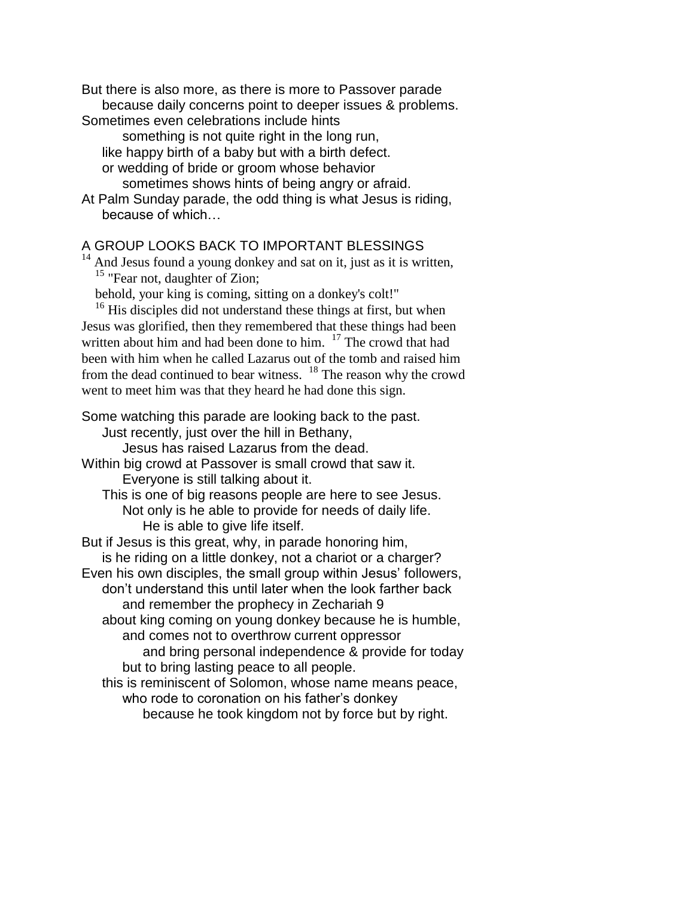But there is also more, as there is more to Passover parade
because daily concerns point to deeper issues & problems.
Sometimes even celebrations include hints
something is not quite right in the long run,
like happy birth of a baby but with a birth defect.
or wedding of bride or groom whose behavior
sometimes shows hints of being angry or afraid.
At Palm Sunday parade, the odd thing is what Jesus is riding,
because of which…

A GROUP LOOKS BACK TO IMPORTANT BLESSINGS

[14] And Jesus found a young donkey and sat on it, just as it is written,
[15] "Fear not, daughter of Zion;
behold, your king is coming, sitting on a donkey's colt!"
[16] His disciples did not understand these things at first, but when Jesus was glorified, then they remembered that these things had been written about him and had been done to him. [17] The crowd that had been with him when he called Lazarus out of the tomb and raised him from the dead continued to bear witness. [18] The reason why the crowd went to meet him was that they heard he had done this sign.

Some watching this parade are looking back to the past.
Just recently, just over the hill in Bethany,
Jesus has raised Lazarus from the dead.
Within big crowd at Passover is small crowd that saw it.
Everyone is still talking about it.
This is one of big reasons people are here to see Jesus.
Not only is he able to provide for needs of daily life.
He is able to give life itself.
But if Jesus is this great, why, in parade honoring him,
is he riding on a little donkey, not a chariot or a charger?
Even his own disciples, the small group within Jesus' followers,
don't understand this until later when the look farther back
and remember the prophecy in Zechariah 9
about king coming on young donkey because he is humble,
and comes not to overthrow current oppressor
and bring personal independence & provide for today
but to bring lasting peace to all people.
this is reminiscent of Solomon, whose name means peace,
who rode to coronation on his father's donkey
because he took kingdom not by force but by right.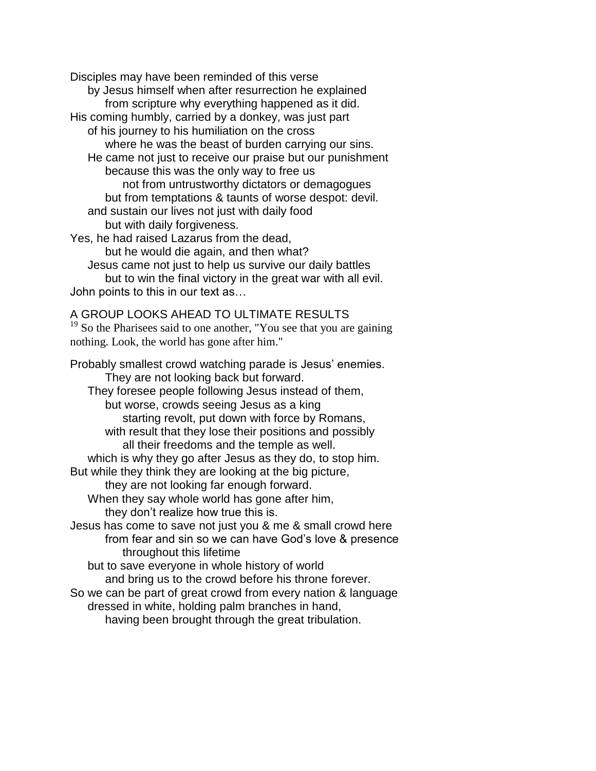Disciples may have been reminded of this verse
by Jesus himself when after resurrection he explained
from scripture why everything happened as it did.
His coming humbly, carried by a donkey, was just part
of his journey to his humiliation on the cross
where he was the beast of burden carrying our sins.
He came not just to receive our praise but our punishment
because this was the only way to free us
not from untrustworthy dictators or demagogues
but from temptations & taunts of worse despot: devil.
and sustain our lives not just with daily food
but with daily forgiveness.
Yes, he had raised Lazarus from the dead,
but he would die again, and then what?
Jesus came not just to help us survive our daily battles
but to win the final victory in the great war with all evil.
John points to this in our text as…

A GROUP LOOKS AHEAD TO ULTIMATE RESULTS

[19] So the Pharisees said to one another, "You see that you are gaining nothing. Look, the world has gone after him."

Probably smallest crowd watching parade is Jesus' enemies.
They are not looking back but forward.
They foresee people following Jesus instead of them,
but worse, crowds seeing Jesus as a king
starting revolt, put down with force by Romans,
with result that they lose their positions and possibly
all their freedoms and the temple as well.
which is why they go after Jesus as they do, to stop him.
But while they think they are looking at the big picture,
they are not looking far enough forward.
When they say whole world has gone after him,
they don't realize how true this is.
Jesus has come to save not just you & me & small crowd here
from fear and sin so we can have God's love & presence
throughout this lifetime
but to save everyone in whole history of world
and bring us to the crowd before his throne forever.
So we can be part of great crowd from every nation & language
dressed in white, holding palm branches in hand,
having been brought through the great tribulation.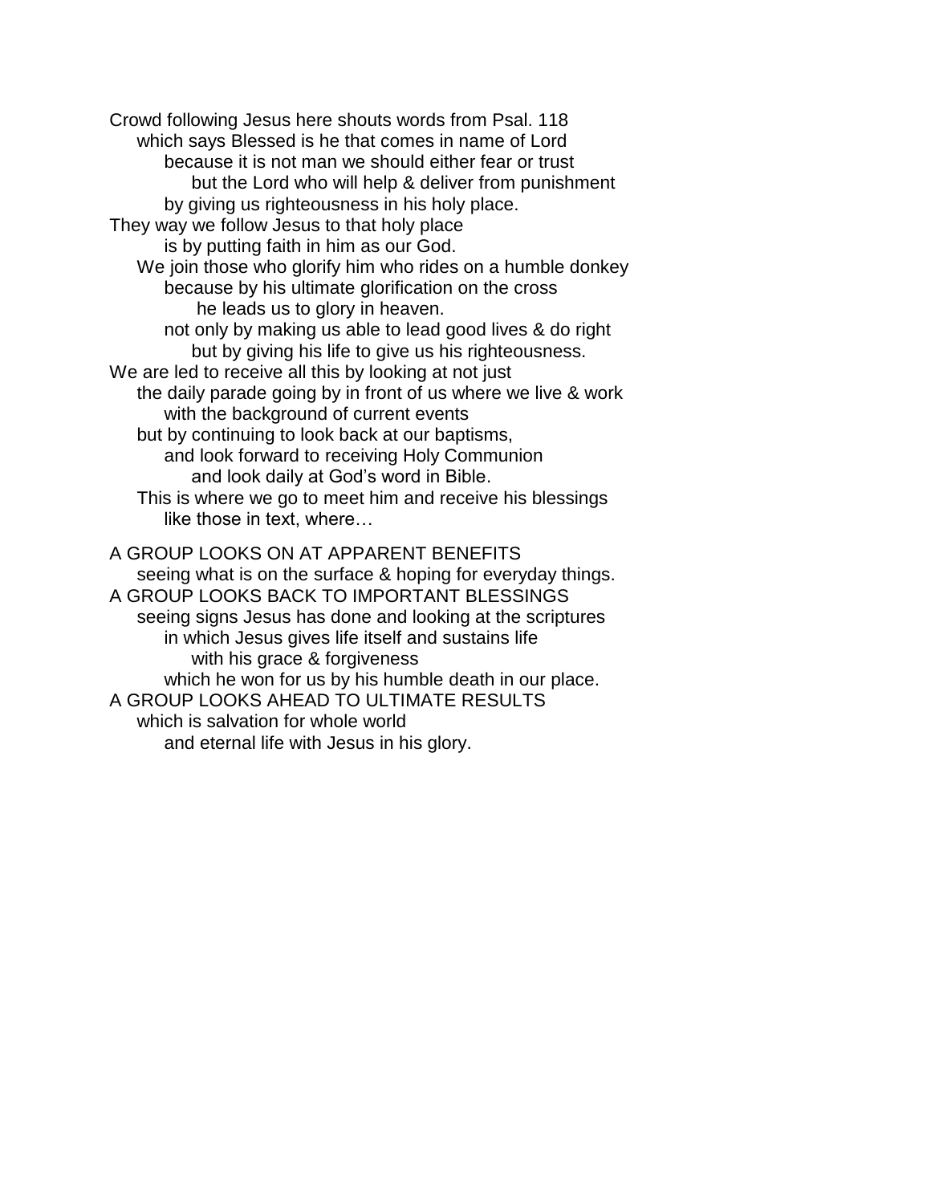Crowd following Jesus here shouts words from Psal. 118
    which says Blessed is he that comes in name of Lord
        because it is not man we should either fear or trust
            but the Lord who will help & deliver from punishment
        by giving us righteousness in his holy place.
They way we follow Jesus to that holy place
        is by putting faith in him as our God.
    We join those who glorify him who rides on a humble donkey
        because by his ultimate glorification on the cross
            he leads us to glory in heaven.
        not only by making us able to lead good lives & do right
            but by giving his life to give us his righteousness.
We are led to receive all this by looking at not just
    the daily parade going by in front of us where we live & work
        with the background of current events
    but by continuing to look back at our baptisms,
        and look forward to receiving Holy Communion
            and look daily at God's word in Bible.
    This is where we go to meet him and receive his blessings
        like those in text, where…

A GROUP LOOKS ON AT APPARENT BENEFITS
    seeing what is on the surface & hoping for everyday things.
A GROUP LOOKS BACK TO IMPORTANT BLESSINGS
    seeing signs Jesus has done and looking at the scriptures
        in which Jesus gives life itself and sustains life
            with his grace & forgiveness
        which he won for us by his humble death in our place.
A GROUP LOOKS AHEAD TO ULTIMATE RESULTS
    which is salvation for whole world
        and eternal life with Jesus in his glory.